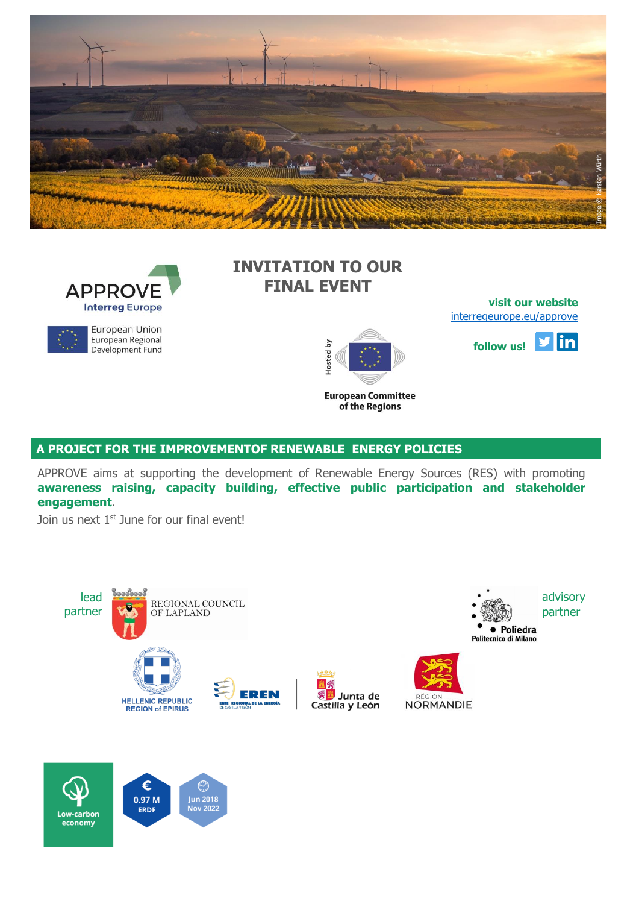APPROVE

Interreg Europe

European Union
European Regional Development Fund

# INVITATION TO OUR FINAL EVENT

Hosted by

European Committee of the Regions

**visit our website**
interregeurope.eu/approve

**follow us!**

## A PROJECT FOR THE IMPROVEMENTOF RENEWABLE ENERGY POLICIES

APPROVE aims at supporting the development of Renewable Energy Sources (RES) with promoting **awareness raising, capacity building, effective public participation and stakeholder engagement**.

Join us next 1st June for our final event!

lead partner

REGIONAL COUNCIL OF LAPLAND

advisory partner

Poliedra
Politecnico di Milano

HELLENIC REPUBLIC
REGION of EPIRUS

EREN
ENTE REGIONAL DE LA ENERGÍA DE CASTILLA Y LEÓN

Junta de Castilla y León

RÉGION NORMANDIE

Low-carbon economy

0.97 M ERDF

Jun 2018
Nov 2022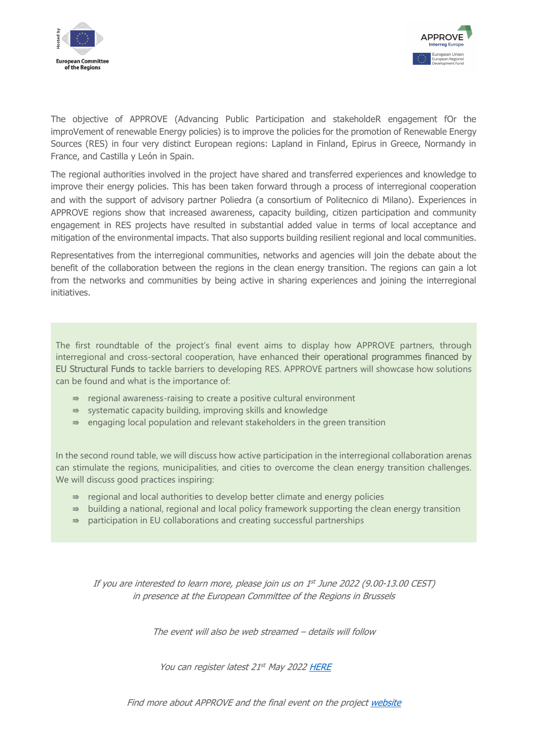The objective of APPROVE (Advancing Public Participation and stakeholdeR engagement fOr the improVement of renewable Energy policies) is to improve the policies for the promotion of Renewable Energy Sources (RES) in four very distinct European regions: Lapland in Finland, Epirus in Greece, Normandy in France, and Castilla y León in Spain.

The regional authorities involved in the project have shared and transferred experiences and knowledge to improve their energy policies. This has been taken forward through a process of interregional cooperation and with the support of advisory partner Poliedra (a consortium of Politecnico di Milano). Experiences in APPROVE regions show that increased awareness, capacity building, citizen participation and community engagement in RES projects have resulted in substantial added value in terms of local acceptance and mitigation of the environmental impacts. That also supports building resilient regional and local communities.

Representatives from the interregional communities, networks and agencies will join the debate about the benefit of the collaboration between the regions in the clean energy transition. The regions can gain a lot from the networks and communities by being active in sharing experiences and joining the interregional initiatives.

The first roundtable of the project's final event aims to display how APPROVE partners, through interregional and cross-sectoral cooperation, have enhanced their operational programmes financed by EU Structural Funds to tackle barriers to developing RES. APPROVE partners will showcase how solutions can be found and what is the importance of:

- regional awareness-raising to create a positive cultural environment
- systematic capacity building, improving skills and knowledge
- engaging local population and relevant stakeholders in the green transition

In the second round table, we will discuss how active participation in the interregional collaboration arenas can stimulate the regions, municipalities, and cities to overcome the clean energy transition challenges. We will discuss good practices inspiring:

- regional and local authorities to develop better climate and energy policies
- building a national, regional and local policy framework supporting the clean energy transition
- participation in EU collaborations and creating successful partnerships

*If you are interested to learn more, please join us on 1st June 2022 (9.00-13.00 CEST) in presence at the European Committee of the Regions in Brussels*

*The event will also be web streamed – details will follow*

*You can register latest 21st May 2022 HERE*

*Find more about APPROVE and the final event on the project website*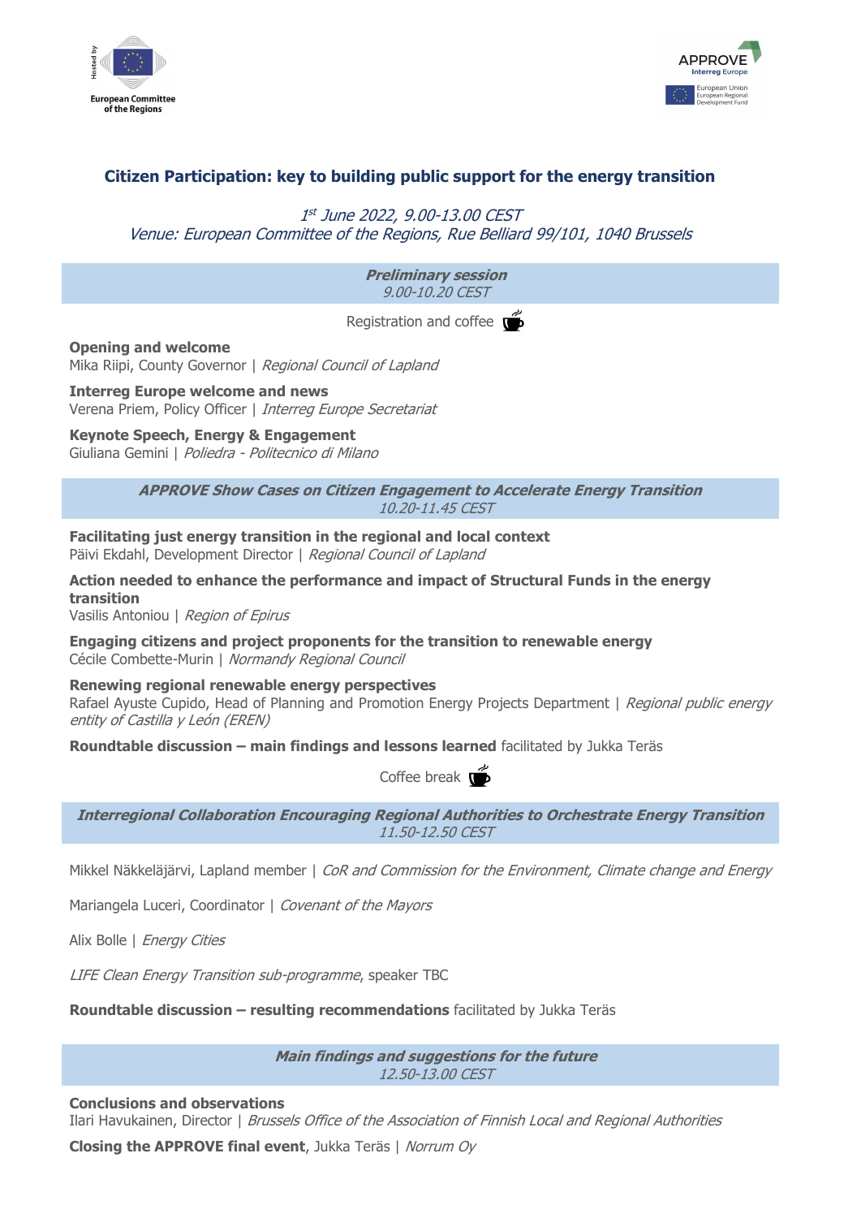Hosted by European Committee of the Regions

APPROVE Interreg Europe — European Union European Regional Development Fund

## Citizen Participation: key to building public support for the energy transition

*1st June 2022, 9.00-13.00 CEST*
*Venue: European Committee of the Regions, Rue Belliard 99/101, 1040 Brussels*

### *Preliminary session*
*9.00-10.20 CEST*

Registration and coffee

**Opening and welcome**
Mika Riipi, County Governor | *Regional Council of Lapland*

**Interreg Europe welcome and news**
Verena Priem, Policy Officer | *Interreg Europe Secretariat*

**Keynote Speech, Energy & Engagement**
Giuliana Gemini | *Poliedra - Politecnico di Milano*

### *APPROVE Show Cases on Citizen Engagement to Accelerate Energy Transition*
*10.20-11.45 CEST*

**Facilitating just energy transition in the regional and local context**
Päivi Ekdahl, Development Director | *Regional Council of Lapland*

**Action needed to enhance the performance and impact of Structural Funds in the energy transition**
Vasilis Antoniou | *Region of Epirus*

**Engaging citizens and project proponents for the transition to renewable energy**
Cécile Combette-Murin | *Normandy Regional Council*

**Renewing regional renewable energy perspectives**
Rafael Ayuste Cupido, Head of Planning and Promotion Energy Projects Department | *Regional public energy entity of Castilla y León (EREN)*

**Roundtable discussion – main findings and lessons learned** facilitated by Jukka Teräs

Coffee break

### *Interregional Collaboration Encouraging Regional Authorities to Orchestrate Energy Transition*
*11.50-12.50 CEST*

Mikkel Näkkeläjärvi, Lapland member | *CoR and Commission for the Environment, Climate change and Energy*

Mariangela Luceri, Coordinator | *Covenant of the Mayors*

Alix Bolle | *Energy Cities*

*LIFE Clean Energy Transition sub-programme*, speaker TBC

**Roundtable discussion – resulting recommendations** facilitated by Jukka Teräs

### *Main findings and suggestions for the future*
*12.50-13.00 CEST*

**Conclusions and observations**
Ilari Havukainen, Director | *Brussels Office of the Association of Finnish Local and Regional Authorities*

**Closing the APPROVE final event**, Jukka Teräs | *Norrum Oy*